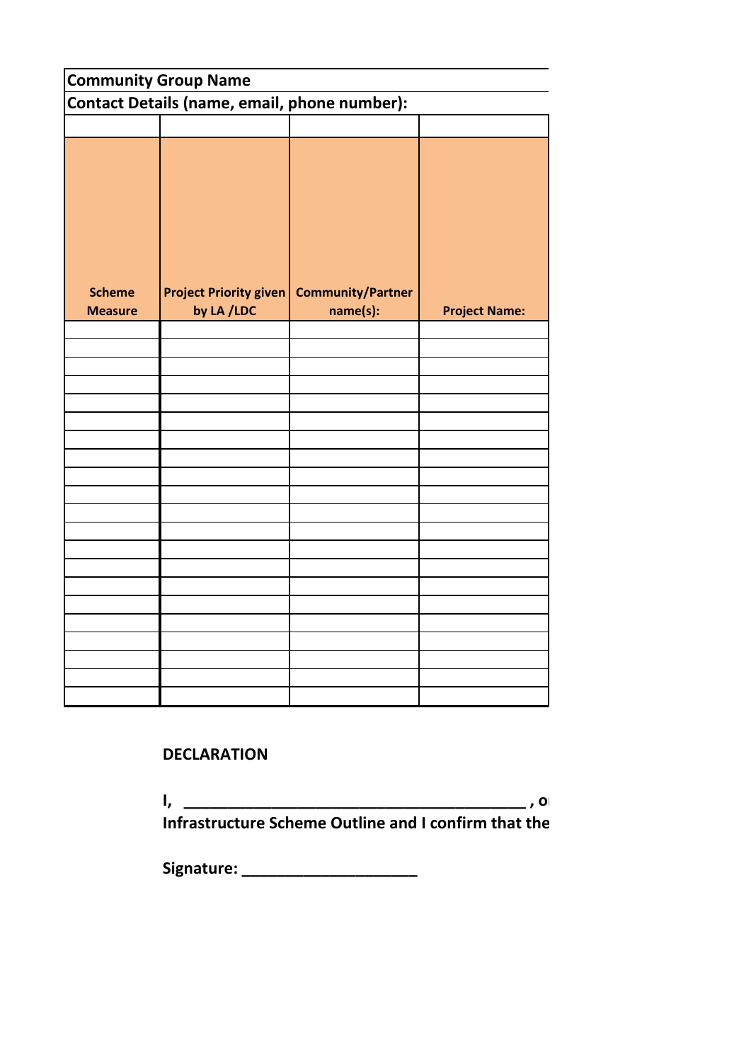**Community Group Name**

**Contact Details (name, email, phone number):**

| Scheme Measure | Project Priority given by LA /LDC | Community/Partner name(s): | Project Name: |
|---|---|---|---|
| | | | |
| | | | |
| | | | |
| | | | |
| | | | |
| | | | |
| | | | |
| | | | |
| | | | |
| | | | |
| | | | |
| | | | |
| | | | |
| | | | |
| | | | |
| | | | |
| | | | |
| | | | |
| | | | |
| | | | |
| | | | |

**DECLARATION**

**I, ________________________________________ , o**
**Infrastructure Scheme Outline and I confirm that the**

**Signature: ____________________**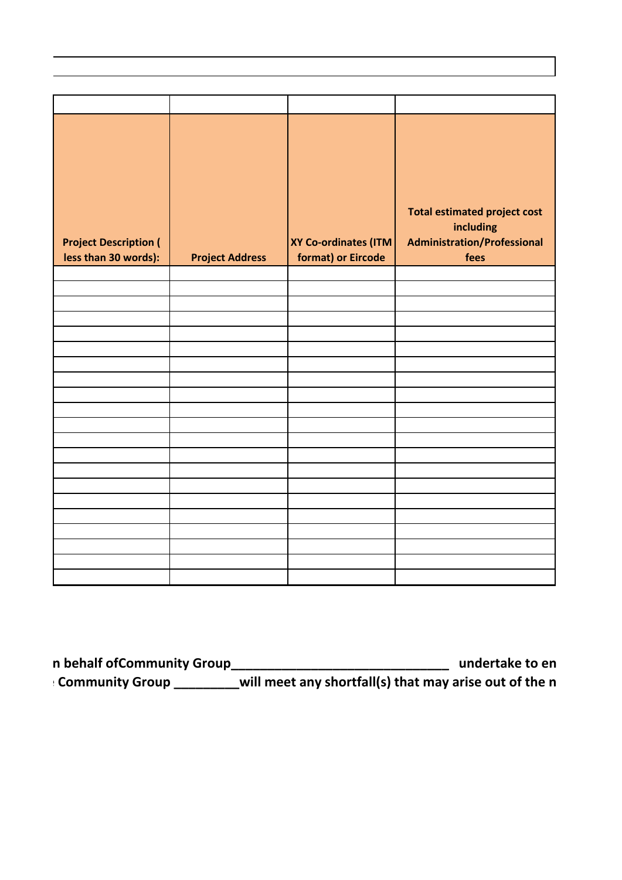| **Project Description ( less than 30 words):** | **Project Address** | **XY Co-ordinates (ITM format) or Eircode** | **Total estimated project cost including Administration/Professional fees** |
|---|---|---|---|
| | | | |
| | | | |
| | | | |
| | | | |
| | | | |
| | | | |
| | | | |
| | | | |
| | | | |
| | | | |
| | | | |
| | | | |
| | | | |
| | | | |
| | | | |
| | | | |
| | | | |
| | | | |
| | | | |
| | | | |
| | | | |

**n behalf ofCommunity Group______________________________ undertake to en**
**Community Group _________will meet any shortfall(s) that may arise out of the n**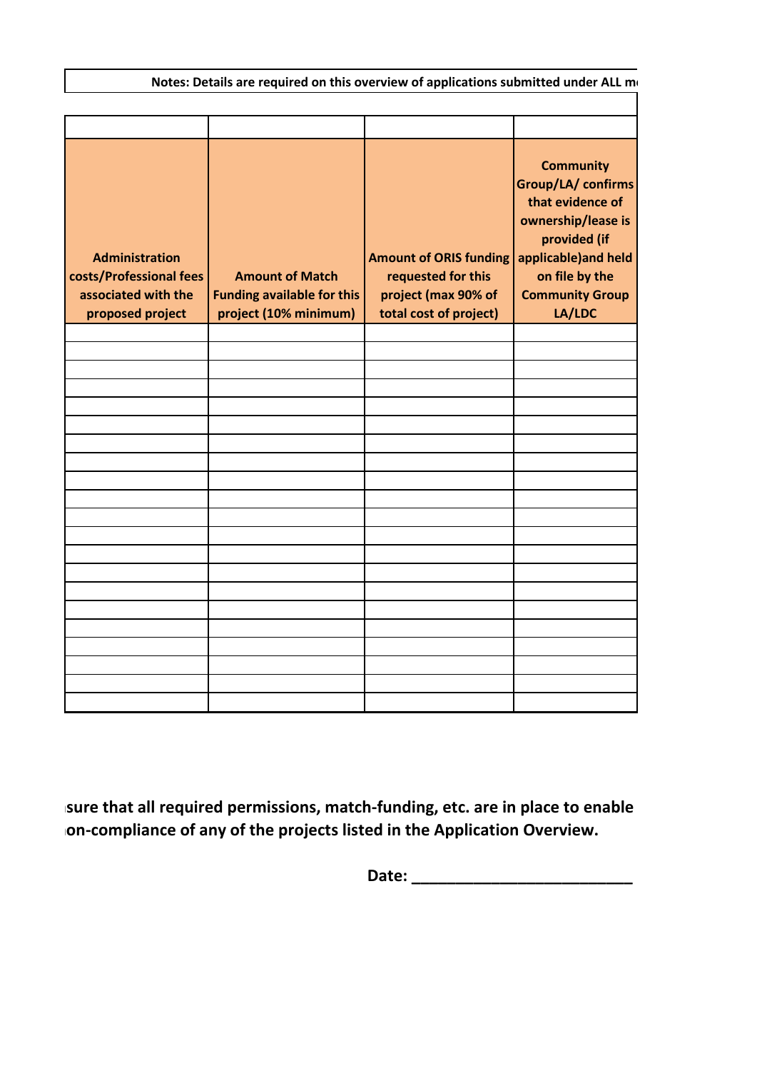**Notes: Details are required on this overview of applications submitted under ALL m**

| | | | |
|---|---|---|---|
| **Administration costs/Professional fees associated with the proposed project** | **Amount of Match Funding available for this project (10% minimum)** | **Amount of ORIS funding requested for this project (max 90% of total cost of project)** | **Community Group/LA/ confirms that evidence of ownership/lease is provided (if applicable)and held on file by the Community Group LA/LDC** |
| | | | |
| | | | |
| | | | |
| | | | |
| | | | |
| | | | |
| | | | |
| | | | |
| | | | |
| | | | |
| | | | |
| | | | |
| | | | |
| | | | |
| | | | |
| | | | |
| | | | |
| | | | |
| | | | |
| | | | |
| | | | |

**sure that all required permissions, match-funding, etc. are in place to enable**
**on-compliance of any of the projects listed in the Application Overview.**

**Date: \_\_\_\_\_\_\_\_\_\_\_\_\_\_\_\_\_\_\_\_\_\_\_\_\_**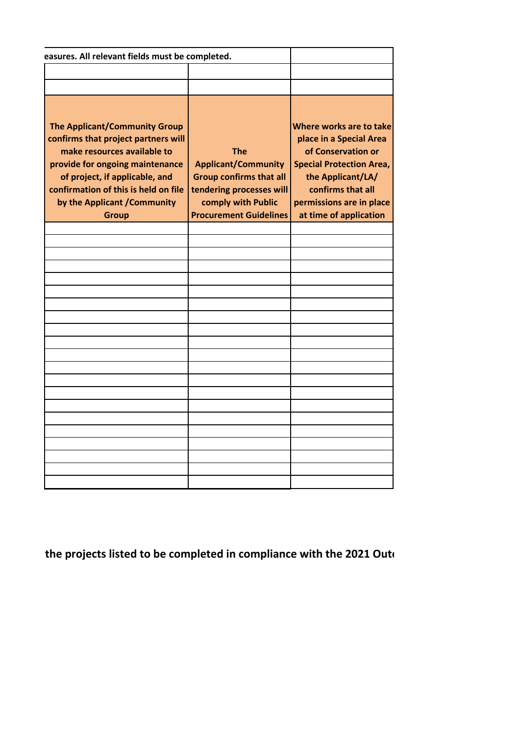easures. All relevant fields must be completed.

| | | |
|---|---|---|
| | | |
| | | |
| **The Applicant/Community Group confirms that project partners will make resources available to provide for ongoing maintenance of project, if applicable, and confirmation of this is held on file by the Applicant /Community Group** | **The Applicant/Community Group confirms that all tendering processes will comply with Public Procurement Guidelines** | **Where works are to take place in a Special Area of Conservation or Special Protection Area, the Applicant/LA/ confirms that all permissions are in place at time of application** |
| | | |
| | | |
| | | |
| | | |
| | | |
| | | |
| | | |
| | | |
| | | |
| | | |
| | | |
| | | |
| | | |
| | | |
| | | |
| | | |
| | | |
| | | |
| | | |
| | | |
| | | |

**the projects listed to be completed in compliance with the 2021 Out**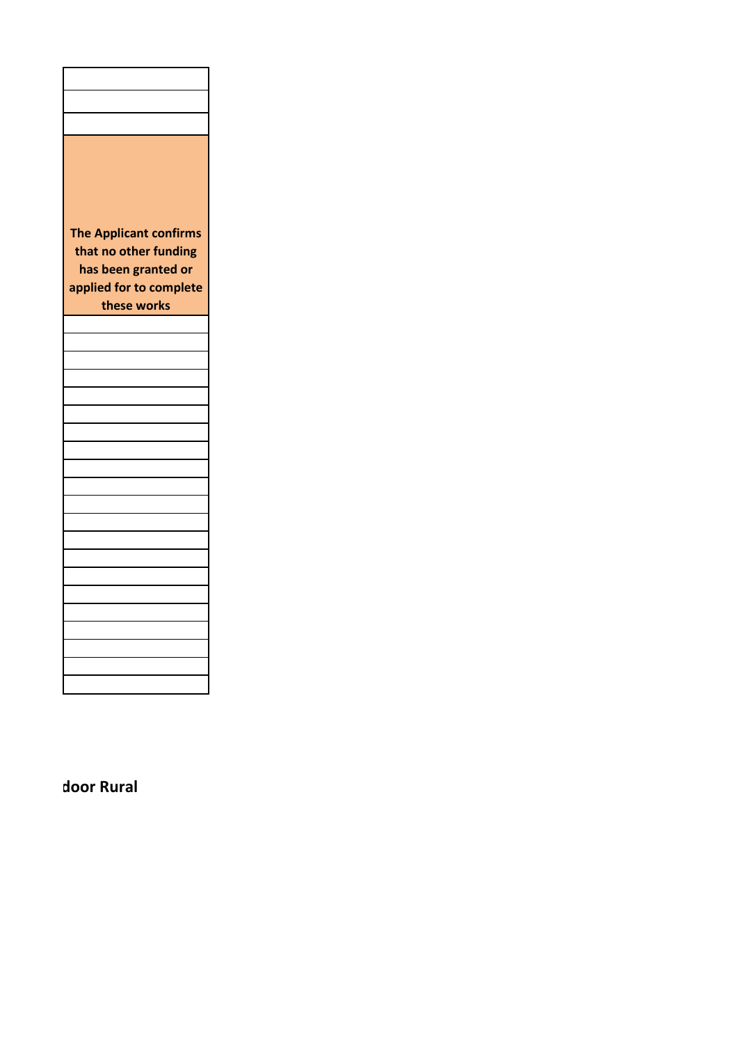| |
|---|
| |
| |
| |
| **The Applicant confirms that no other funding has been granted or applied for to complete these works** |
| |
| |
| |
| |
| |
| |
| |
| |
| |
| |
| |
| |
| |
| |
| |
| |
| |
| |
| |
| |
| |

**door Rural**